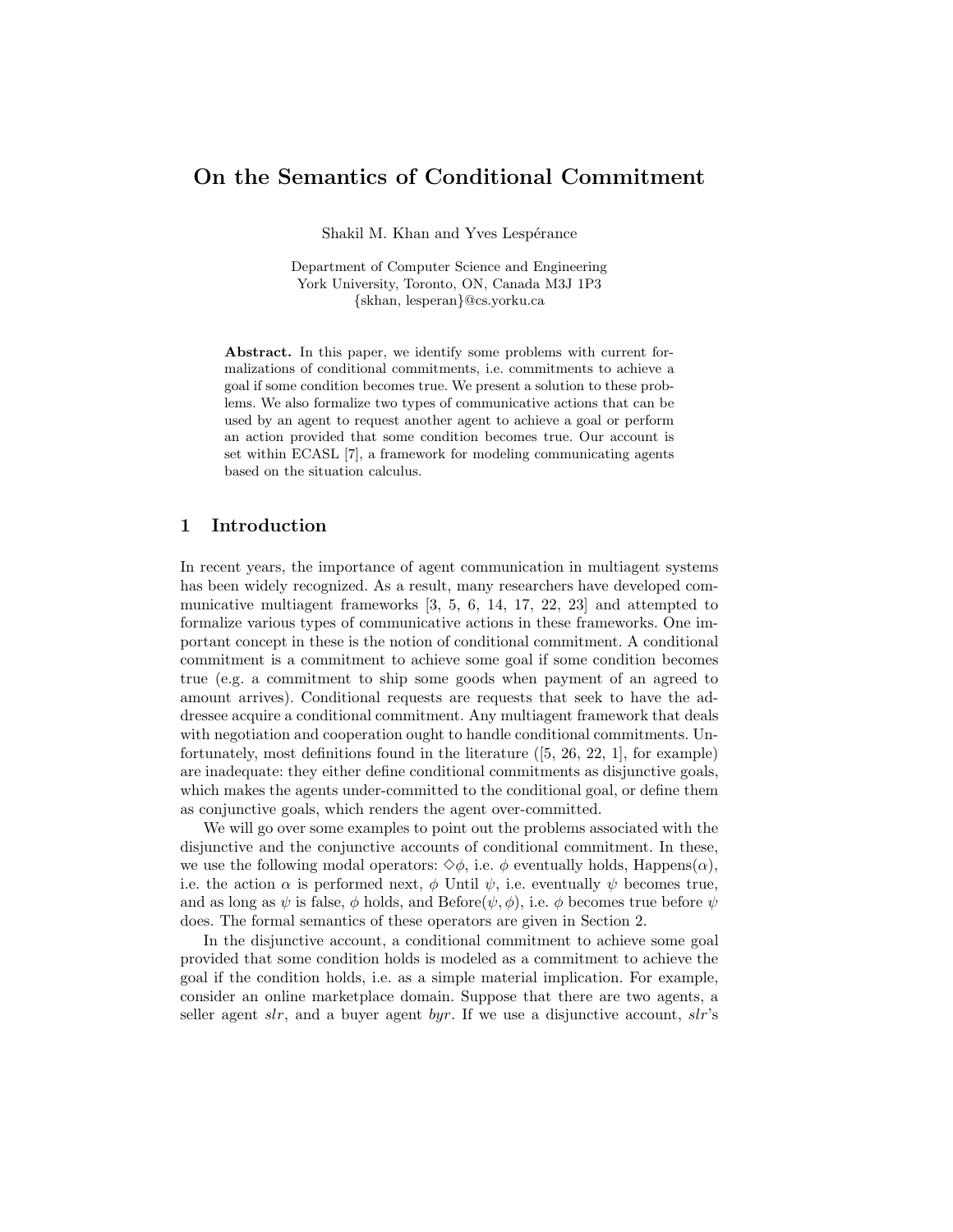# On the Semantics of Conditional Commitment

Shakil M. Khan and Yves Lespérance

Department of Computer Science and Engineering
York University, Toronto, ON, Canada M3J 1P3
{skhan, lesperan}@cs.yorku.ca

**Abstract.** In this paper, we identify some problems with current formalizations of conditional commitments, i.e. commitments to achieve a goal if some condition becomes true. We present a solution to these problems. We also formalize two types of communicative actions that can be used by an agent to request another agent to achieve a goal or perform an action provided that some condition becomes true. Our account is set within ECASL [7], a framework for modeling communicating agents based on the situation calculus.

## 1 Introduction

In recent years, the importance of agent communication in multiagent systems has been widely recognized. As a result, many researchers have developed communicative multiagent frameworks [3, 5, 6, 14, 17, 22, 23] and attempted to formalize various types of communicative actions in these frameworks. One important concept in these is the notion of conditional commitment. A conditional commitment is a commitment to achieve some goal if some condition becomes true (e.g. a commitment to ship some goods when payment of an agreed to amount arrives). Conditional requests are requests that seek to have the addressee acquire a conditional commitment. Any multiagent framework that deals with negotiation and cooperation ought to handle conditional commitments. Unfortunately, most definitions found in the literature ([5, 26, 22, 1], for example) are inadequate: they either define conditional commitments as disjunctive goals, which makes the agents under-committed to the conditional goal, or define them as conjunctive goals, which renders the agent over-committed.

We will go over some examples to point out the problems associated with the disjunctive and the conjunctive accounts of conditional commitment. In these, we use the following modal operators: $\Diamond\phi$, i.e. $\phi$ eventually holds, Happens($\alpha$), i.e. the action $\alpha$ is performed next, $\phi$ Until $\psi$, i.e. eventually $\psi$ becomes true, and as long as $\psi$ is false, $\phi$ holds, and Before($\psi, \phi$), i.e. $\phi$ becomes true before $\psi$ does. The formal semantics of these operators are given in Section 2.

In the disjunctive account, a conditional commitment to achieve some goal provided that some condition holds is modeled as a commitment to achieve the goal if the condition holds, i.e. as a simple material implication. For example, consider an online marketplace domain. Suppose that there are two agents, a seller agent *slr*, and a buyer agent *byr*. If we use a disjunctive account, *slr*'s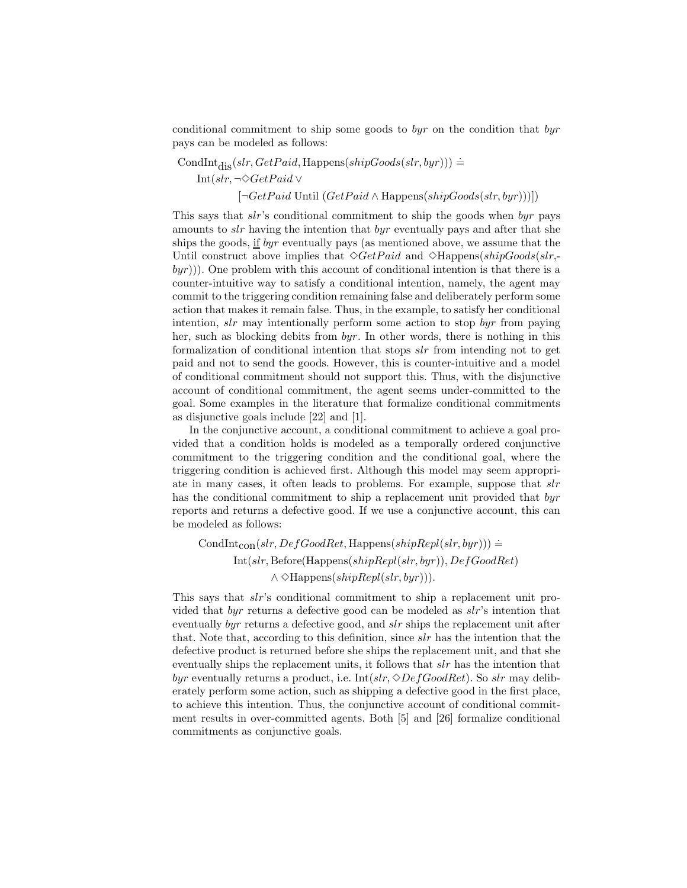conditional commitment to ship some goods to *byr* on the condition that *byr* pays can be modeled as follows:

$$\begin{aligned}&\mathrm{CondInt_{dis}}(slr, GetPaid, \mathrm{Happens}(shipGoods(slr, byr))) \doteq\\&\quad \mathrm{Int}(slr, \neg\Diamond GetPaid \vee\\&\qquad\qquad [\neg GetPaid \text{ Until } (GetPaid \wedge \mathrm{Happens}(shipGoods(slr, byr)))])\end{aligned}$$

This says that *slr*'s conditional commitment to ship the goods when *byr* pays amounts to *slr* having the intention that *byr* eventually pays and after that she ships the goods, <u>if</u> *byr* eventually pays (as mentioned above, we assume that the Until construct above implies that $\Diamond GetPaid$ and $\Diamond\mathrm{Happens}(shipGoods(slr, byr))$). One problem with this account of conditional intention is that there is a counter-intuitive way to satisfy a conditional intention, namely, the agent may commit to the triggering condition remaining false and deliberately perform some action that makes it remain false. Thus, in the example, to satisfy her conditional intention, *slr* may intentionally perform some action to stop *byr* from paying her, such as blocking debits from *byr*. In other words, there is nothing in this formalization of conditional intention that stops *slr* from intending not to get paid and not to send the goods. However, this is counter-intuitive and a model of conditional commitment should not support this. Thus, with the disjunctive account of conditional commitment, the agent seems under-committed to the goal. Some examples in the literature that formalize conditional commitments as disjunctive goals include [22] and [1].

In the conjunctive account, a conditional commitment to achieve a goal provided that a condition holds is modeled as a temporally ordered conjunctive commitment to the triggering condition and the conditional goal, where the triggering condition is achieved first. Although this model may seem appropriate in many cases, it often leads to problems. For example, suppose that *slr* has the conditional commitment to ship a replacement unit provided that *byr* reports and returns a defective good. If we use a conjunctive account, this can be modeled as follows:

$$\begin{aligned}&\mathrm{CondInt_{con}}(slr, DefGoodRet, \mathrm{Happens}(shipRepl(slr, byr))) \doteq\\&\qquad \mathrm{Int}(slr, \mathrm{Before}(\mathrm{Happens}(shipRepl(slr, byr)), DefGoodRet)\\&\qquad\qquad \wedge \Diamond\mathrm{Happens}(shipRepl(slr, byr))).\end{aligned}$$

This says that *slr*'s conditional commitment to ship a replacement unit provided that *byr* returns a defective good can be modeled as *slr*'s intention that eventually *byr* returns a defective good, and *slr* ships the replacement unit after that. Note that, according to this definition, since *slr* has the intention that the defective product is returned before she ships the replacement unit, and that she eventually ships the replacement units, it follows that *slr* has the intention that *byr* eventually returns a product, i.e. $\mathrm{Int}(slr, \Diamond DefGoodRet)$. So *slr* may deliberately perform some action, such as shipping a defective good in the first place, to achieve this intention. Thus, the conjunctive account of conditional commitment results in over-committed agents. Both [5] and [26] formalize conditional commitments as conjunctive goals.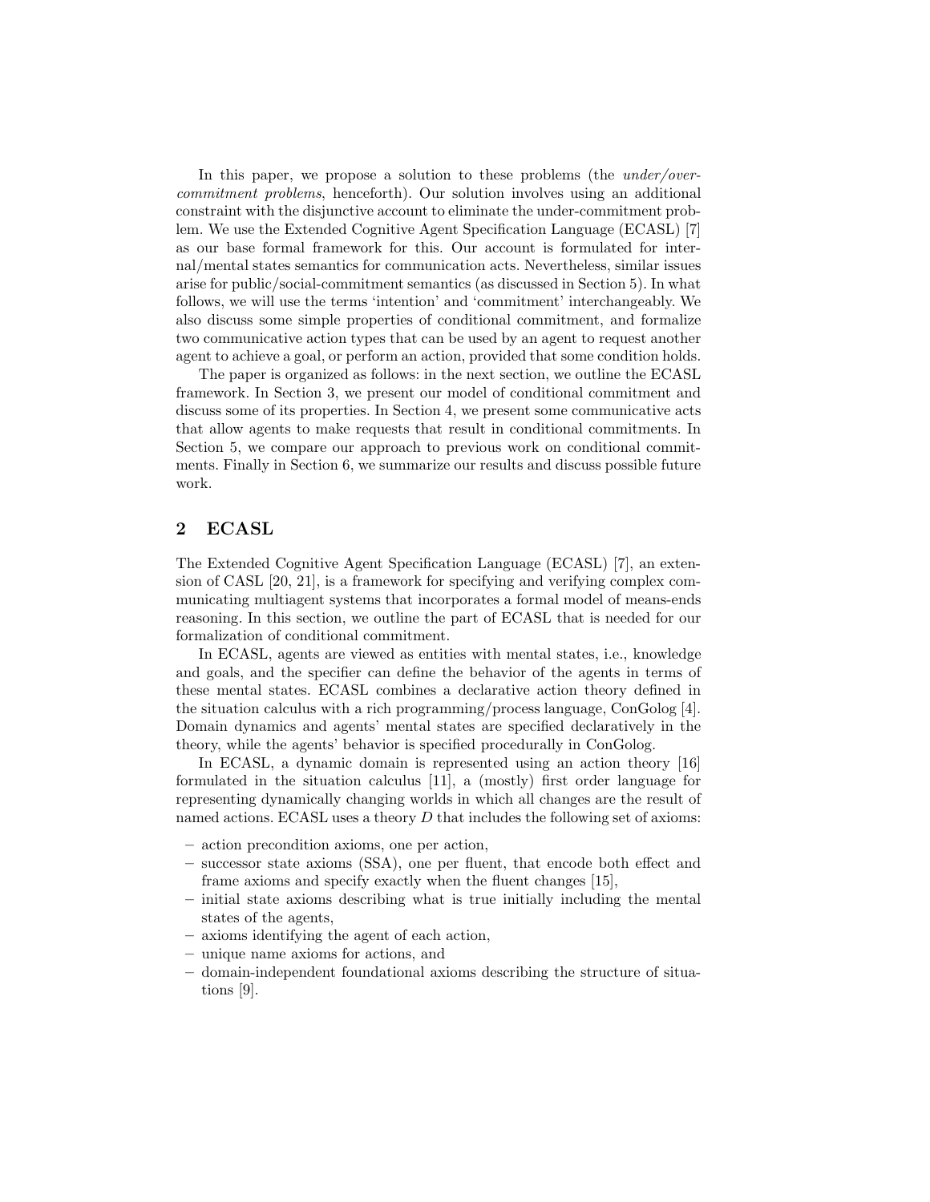In this paper, we propose a solution to these problems (the *under/over-commitment problems*, henceforth). Our solution involves using an additional constraint with the disjunctive account to eliminate the under-commitment problem. We use the Extended Cognitive Agent Specification Language (ECASL) [7] as our base formal framework for this. Our account is formulated for internal/mental states semantics for communication acts. Nevertheless, similar issues arise for public/social-commitment semantics (as discussed in Section 5). In what follows, we will use the terms 'intention' and 'commitment' interchangeably. We also discuss some simple properties of conditional commitment, and formalize two communicative action types that can be used by an agent to request another agent to achieve a goal, or perform an action, provided that some condition holds.

The paper is organized as follows: in the next section, we outline the ECASL framework. In Section 3, we present our model of conditional commitment and discuss some of its properties. In Section 4, we present some communicative acts that allow agents to make requests that result in conditional commitments. In Section 5, we compare our approach to previous work on conditional commitments. Finally in Section 6, we summarize our results and discuss possible future work.

## 2 ECASL

The Extended Cognitive Agent Specification Language (ECASL) [7], an extension of CASL [20, 21], is a framework for specifying and verifying complex communicating multiagent systems that incorporates a formal model of means-ends reasoning. In this section, we outline the part of ECASL that is needed for our formalization of conditional commitment.

In ECASL, agents are viewed as entities with mental states, i.e., knowledge and goals, and the specifier can define the behavior of the agents in terms of these mental states. ECASL combines a declarative action theory defined in the situation calculus with a rich programming/process language, ConGolog [4]. Domain dynamics and agents' mental states are specified declaratively in the theory, while the agents' behavior is specified procedurally in ConGolog.

In ECASL, a dynamic domain is represented using an action theory [16] formulated in the situation calculus [11], a (mostly) first order language for representing dynamically changing worlds in which all changes are the result of named actions. ECASL uses a theory $D$ that includes the following set of axioms:

- action precondition axioms, one per action,
- successor state axioms (SSA), one per fluent, that encode both effect and frame axioms and specify exactly when the fluent changes [15],
- initial state axioms describing what is true initially including the mental states of the agents,
- axioms identifying the agent of each action,
- unique name axioms for actions, and
- domain-independent foundational axioms describing the structure of situations [9].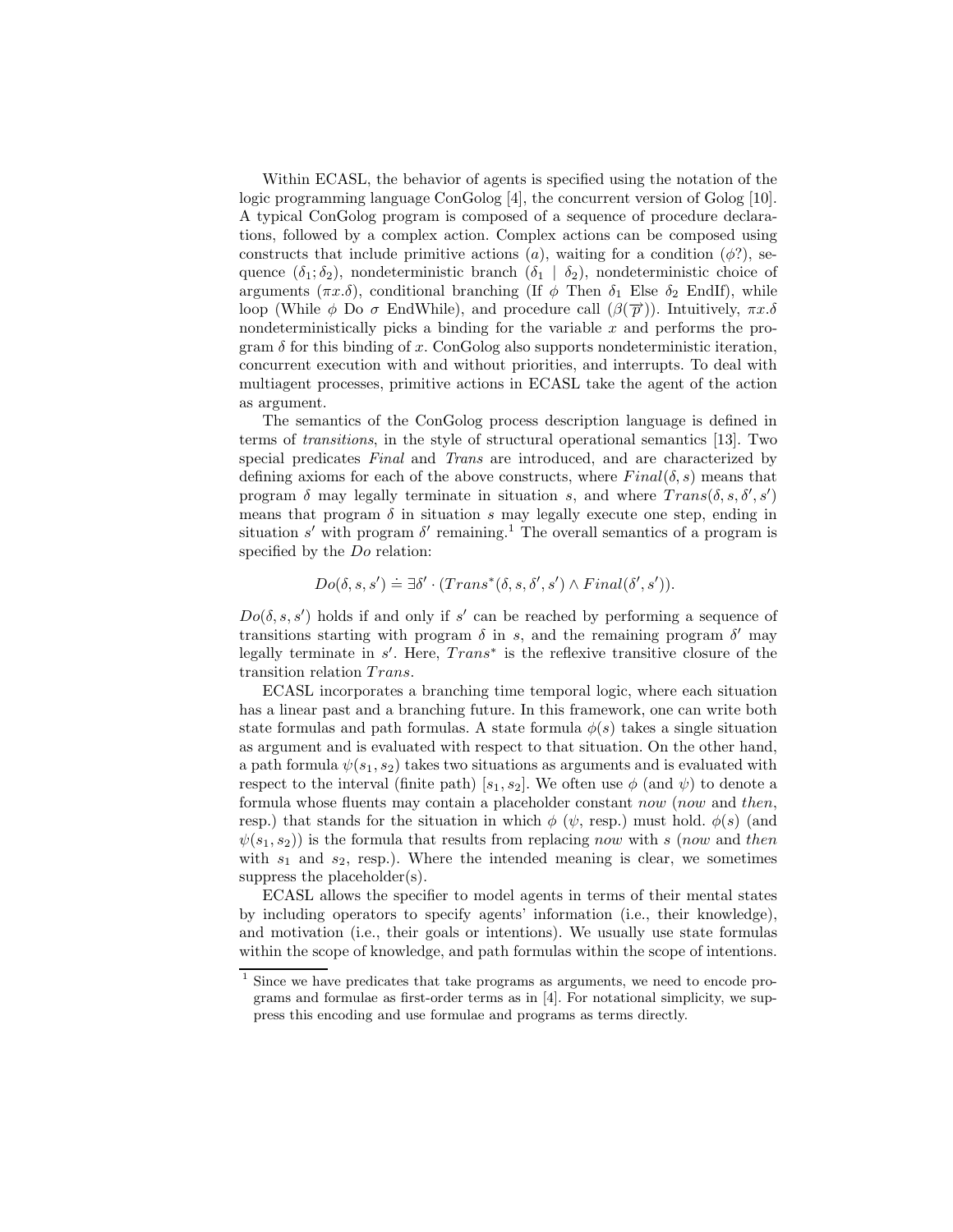Within ECASL, the behavior of agents is specified using the notation of the logic programming language ConGolog [4], the concurrent version of Golog [10]. A typical ConGolog program is composed of a sequence of procedure declarations, followed by a complex action. Complex actions can be composed using constructs that include primitive actions ($a$), waiting for a condition ($\phi?$), sequence ($\delta_1; \delta_2$), nondeterministic branch ($\delta_1 \mid \delta_2$), nondeterministic choice of arguments ($\pi x.\delta$), conditional branching (If $\phi$ Then $\delta_1$ Else $\delta_2$ EndIf), while loop (While $\phi$ Do $\sigma$ EndWhile), and procedure call ($\beta(\overrightarrow{p})$). Intuitively, $\pi x.\delta$ nondeterministically picks a binding for the variable $x$ and performs the program $\delta$ for this binding of $x$. ConGolog also supports nondeterministic iteration, concurrent execution with and without priorities, and interrupts. To deal with multiagent processes, primitive actions in ECASL take the agent of the action as argument.

The semantics of the ConGolog process description language is defined in terms of *transitions*, in the style of structural operational semantics [13]. Two special predicates *Final* and *Trans* are introduced, and are characterized by defining axioms for each of the above constructs, where $Final(\delta, s)$ means that program $\delta$ may legally terminate in situation $s$, and where $Trans(\delta, s, \delta', s')$ means that program $\delta$ in situation $s$ may legally execute one step, ending in situation $s'$ with program $\delta'$ remaining.[1] The overall semantics of a program is specified by the *Do* relation:

$$Do(\delta, s, s') \doteq \exists \delta' \cdot (Trans^*(\delta, s, \delta', s') \wedge Final(\delta', s')).$$

$Do(\delta, s, s')$ holds if and only if $s'$ can be reached by performing a sequence of transitions starting with program $\delta$ in $s$, and the remaining program $\delta'$ may legally terminate in $s'$. Here, $Trans^*$ is the reflexive transitive closure of the transition relation $Trans$.

ECASL incorporates a branching time temporal logic, where each situation has a linear past and a branching future. In this framework, one can write both state formulas and path formulas. A state formula $\phi(s)$ takes a single situation as argument and is evaluated with respect to that situation. On the other hand, a path formula $\psi(s_1, s_2)$ takes two situations as arguments and is evaluated with respect to the interval (finite path) $[s_1, s_2]$. We often use $\phi$ (and $\psi$) to denote a formula whose fluents may contain a placeholder constant *now* (*now* and *then*, resp.) that stands for the situation in which $\phi$ ($\psi$, resp.) must hold. $\phi(s)$ (and $\psi(s_1, s_2)$) is the formula that results from replacing *now* with $s$ (*now* and *then* with $s_1$ and $s_2$, resp.). Where the intended meaning is clear, we sometimes suppress the placeholder(s).

ECASL allows the specifier to model agents in terms of their mental states by including operators to specify agents' information (i.e., their knowledge), and motivation (i.e., their goals or intentions). We usually use state formulas within the scope of knowledge, and path formulas within the scope of intentions.

[1] Since we have predicates that take programs as arguments, we need to encode programs and formulae as first-order terms as in [4]. For notational simplicity, we suppress this encoding and use formulae and programs as terms directly.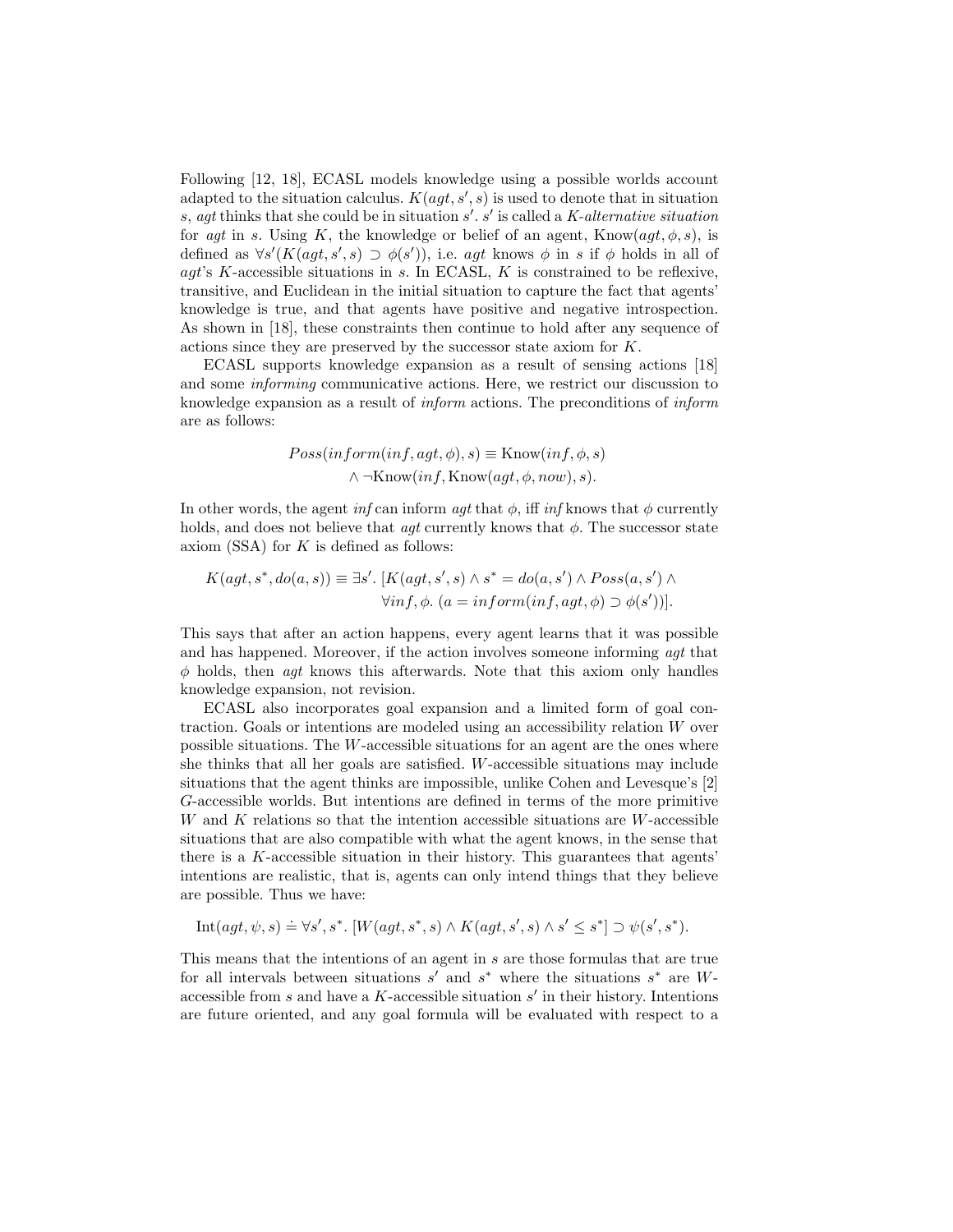Following [12, 18], ECASL models knowledge using a possible worlds account adapted to the situation calculus. $K(agt, s', s)$ is used to denote that in situation $s$, *agt* thinks that she could be in situation $s'$. $s'$ is called a *K-alternative situation* for *agt* in $s$. Using $K$, the knowledge or belief of an agent, $\text{Know}(agt, \phi, s)$, is defined as $\forall s'(K(agt, s', s) \supset \phi(s'))$, i.e. *agt* knows $\phi$ in $s$ if $\phi$ holds in all of *agt*'s $K$-accessible situations in $s$. In ECASL, $K$ is constrained to be reflexive, transitive, and Euclidean in the initial situation to capture the fact that agents' knowledge is true, and that agents have positive and negative introspection. As shown in [18], these constraints then continue to hold after any sequence of actions since they are preserved by the successor state axiom for $K$.

ECASL supports knowledge expansion as a result of sensing actions [18] and some *informing* communicative actions. Here, we restrict our discussion to knowledge expansion as a result of *inform* actions. The preconditions of *inform* are as follows:

$$Poss(inform(inf, agt, \phi), s) \equiv \text{Know}(inf, \phi, s) \\ \wedge \neg\text{Know}(inf, \text{Know}(agt, \phi, now), s).$$

In other words, the agent *inf* can inform *agt* that $\phi$, iff *inf* knows that $\phi$ currently holds, and does not believe that *agt* currently knows that $\phi$. The successor state axiom (SSA) for $K$ is defined as follows:

$$K(agt, s^*, do(a, s)) \equiv \exists s'. \, [K(agt, s', s) \wedge s^* = do(a, s') \wedge Poss(a, s') \wedge \\ \forall inf, \phi. \, (a = inform(inf, agt, \phi) \supset \phi(s'))].$$

This says that after an action happens, every agent learns that it was possible and has happened. Moreover, if the action involves someone informing *agt* that $\phi$ holds, then *agt* knows this afterwards. Note that this axiom only handles knowledge expansion, not revision.

ECASL also incorporates goal expansion and a limited form of goal contraction. Goals or intentions are modeled using an accessibility relation $W$ over possible situations. The $W$-accessible situations for an agent are the ones where she thinks that all her goals are satisfied. $W$-accessible situations may include situations that the agent thinks are impossible, unlike Cohen and Levesque's [2] $G$-accessible worlds. But intentions are defined in terms of the more primitive $W$ and $K$ relations so that the intention accessible situations are $W$-accessible situations that are also compatible with what the agent knows, in the sense that there is a $K$-accessible situation in their history. This guarantees that agents' intentions are realistic, that is, agents can only intend things that they believe are possible. Thus we have:

$$\text{Int}(agt, \psi, s) \doteq \forall s', s^*. \, [W(agt, s^*, s) \wedge K(agt, s', s) \wedge s' \leq s^*] \supset \psi(s', s^*).$$

This means that the intentions of an agent in $s$ are those formulas that are true for all intervals between situations $s'$ and $s^*$ where the situations $s^*$ are $W$-accessible from $s$ and have a $K$-accessible situation $s'$ in their history. Intentions are future oriented, and any goal formula will be evaluated with respect to a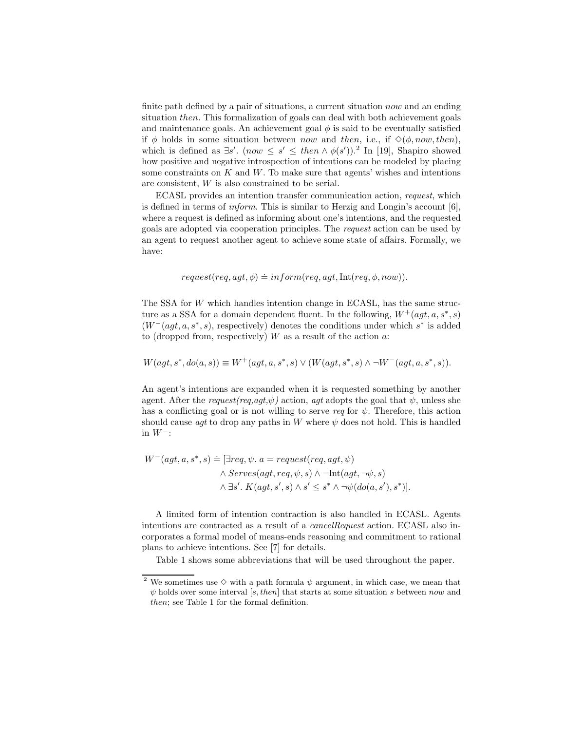finite path defined by a pair of situations, a current situation *now* and an ending situation *then*. This formalization of goals can deal with both achievement goals and maintenance goals. An achievement goal $\phi$ is said to be eventually satisfied if $\phi$ holds in some situation between *now* and *then*, i.e., if $\diamond(\phi, now, then)$, which is defined as $\exists s'. \; (now \leq s' \leq then \wedge \phi(s'))$.[2] In [19], Shapiro showed how positive and negative introspection of intentions can be modeled by placing some constraints on $K$ and $W$. To make sure that agents' wishes and intentions are consistent, $W$ is also constrained to be serial.

ECASL provides an intention transfer communication action, *request*, which is defined in terms of *inform*. This is similar to Herzig and Longin's account [6], where a request is defined as informing about one's intentions, and the requested goals are adopted via cooperation principles. The *request* action can be used by an agent to request another agent to achieve some state of affairs. Formally, we have:

$$request(req, agt, \phi) \doteq inform(req, agt, \mathrm{Int}(req, \phi, now)).$$

The SSA for $W$ which handles intention change in ECASL, has the same structure as a SSA for a domain dependent fluent. In the following, $W^+(agt, a, s^*, s)$ ($W^-(agt, a, s^*, s)$, respectively) denotes the conditions under which $s^*$ is added to (dropped from, respectively) $W$ as a result of the action $a$:

$$W(agt, s^*, do(a, s)) \equiv W^+(agt, a, s^*, s) \vee (W(agt, s^*, s) \wedge \neg W^-(agt, a, s^*, s)).$$

An agent's intentions are expanded when it is requested something by another agent. After the *request(req,agt,$\psi$)* action, *agt* adopts the goal that $\psi$, unless she has a conflicting goal or is not willing to serve *req* for $\psi$. Therefore, this action should cause *agt* to drop any paths in $W$ where $\psi$ does not hold. This is handled in $W^-$:

$$\begin{aligned} W^-(agt, a, s^*, s) \doteq [&\exists req, \psi. \; a = request(req, agt, \psi) \\ &\wedge Serves(agt, req, \psi, s) \wedge \neg \mathrm{Int}(agt, \neg\psi, s) \\ &\wedge \exists s'. \; K(agt, s', s) \wedge s' \leq s^* \wedge \neg\psi(do(a, s'), s^*)]. \end{aligned}$$

A limited form of intention contraction is also handled in ECASL. Agents intentions are contracted as a result of a *cancelRequest* action. ECASL also incorporates a formal model of means-ends reasoning and commitment to rational plans to achieve intentions. See [7] for details.

Table 1 shows some abbreviations that will be used throughout the paper.

---

[2] We sometimes use $\diamond$ with a path formula $\psi$ argument, in which case, we mean that $\psi$ holds over some interval $[s, then]$ that starts at some situation $s$ between *now* and *then*; see Table 1 for the formal definition.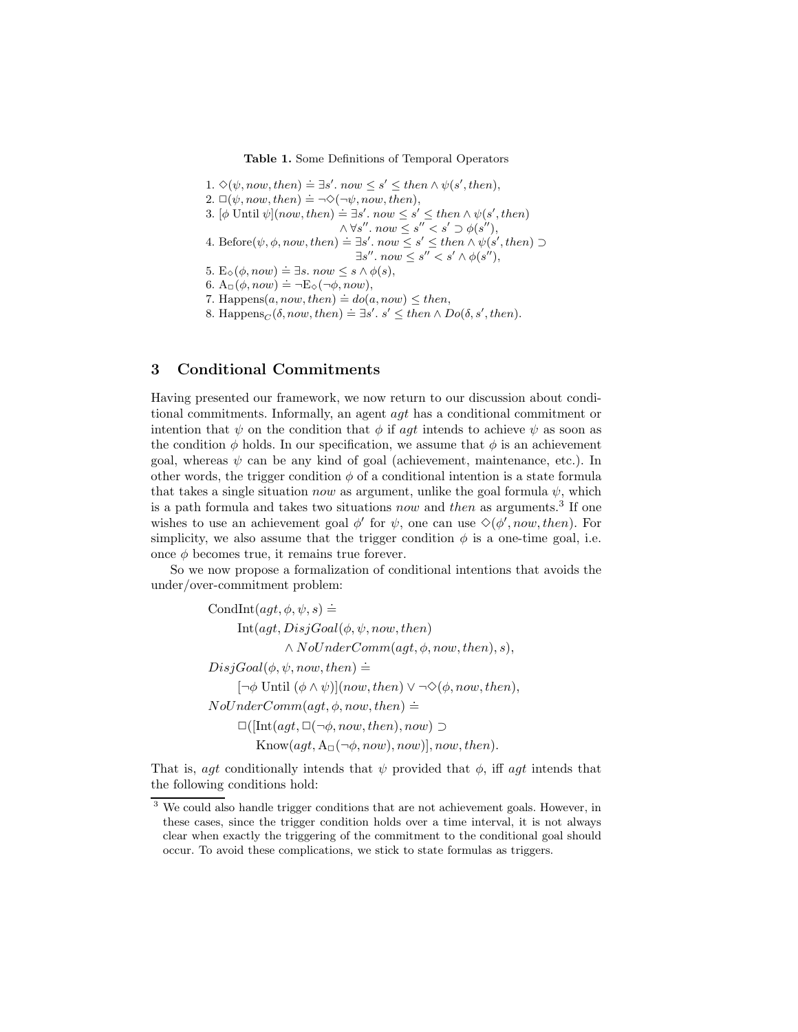**Table 1.** Some Definitions of Temporal Operators

1. $\Diamond(\psi, now, then) \doteq \exists s'.\ now \leq s' \leq then \wedge \psi(s', then)$,
2. $\Box(\psi, now, then) \doteq \neg\Diamond(\neg\psi, now, then)$,
3. $[\phi \text{ Until } \psi](now, then) \doteq \exists s'.\ now \leq s' \leq then \wedge \psi(s', then) \wedge \forall s''.\ now \leq s'' < s' \supset \phi(s'')$,
4. $\text{Before}(\psi, \phi, now, then) \doteq \exists s'.\ now \leq s' \leq then \wedge \psi(s', then) \supset \exists s''.\ now \leq s'' < s' \wedge \phi(s'')$,
5. $\text{E}_\Diamond(\phi, now) \doteq \exists s.\ now \leq s \wedge \phi(s)$,
6. $\text{A}_\Box(\phi, now) \doteq \neg\text{E}_\Diamond(\neg\phi, now)$,
7. $\text{Happens}(a, now, then) \doteq do(a, now) \leq then$,
8. $\text{Happens}_C(\delta, now, then) \doteq \exists s'.\ s' \leq then \wedge Do(\delta, s', then)$.

## 3 Conditional Commitments

Having presented our framework, we now return to our discussion about conditional commitments. Informally, an agent *agt* has a conditional commitment or intention that $\psi$ on the condition that $\phi$ if *agt* intends to achieve $\psi$ as soon as the condition $\phi$ holds. In our specification, we assume that $\phi$ is an achievement goal, whereas $\psi$ can be any kind of goal (achievement, maintenance, etc.). In other words, the trigger condition $\phi$ of a conditional intention is a state formula that takes a single situation *now* as argument, unlike the goal formula $\psi$, which is a path formula and takes two situations *now* and *then* as arguments.[3] If one wishes to use an achievement goal $\phi'$ for $\psi$, one can use $\Diamond(\phi', now, then)$. For simplicity, we also assume that the trigger condition $\phi$ is a one-time goal, i.e. once $\phi$ becomes true, it remains true forever.

So we now propose a formalization of conditional intentions that avoids the under/over-commitment problem:

$$
\begin{aligned}
&\text{CondInt}(agt, \phi, \psi, s) \doteq \\
&\qquad \text{Int}(agt, DisjGoal(\phi, \psi, now, then) \\
&\qquad\qquad \wedge NoUnderComm(agt, \phi, now, then), s), \\
&DisjGoal(\phi, \psi, now, then) \doteq \\
&\qquad [\neg\phi \text{ Until } (\phi \wedge \psi)](now, then) \vee \neg\Diamond(\phi, now, then), \\
&NoUnderComm(agt, \phi, now, then) \doteq \\
&\qquad \Box([\text{Int}(agt, \Box(\neg\phi, now, then), now) \supset \\
&\qquad\quad \text{Know}(agt, \text{A}_\Box(\neg\phi, now), now)], now, then).
\end{aligned}
$$

That is, *agt* conditionally intends that $\psi$ provided that $\phi$, iff *agt* intends that the following conditions hold:

[3] We could also handle trigger conditions that are not achievement goals. However, in these cases, since the trigger condition holds over a time interval, it is not always clear when exactly the triggering of the commitment to the conditional goal should occur. To avoid these complications, we stick to state formulas as triggers.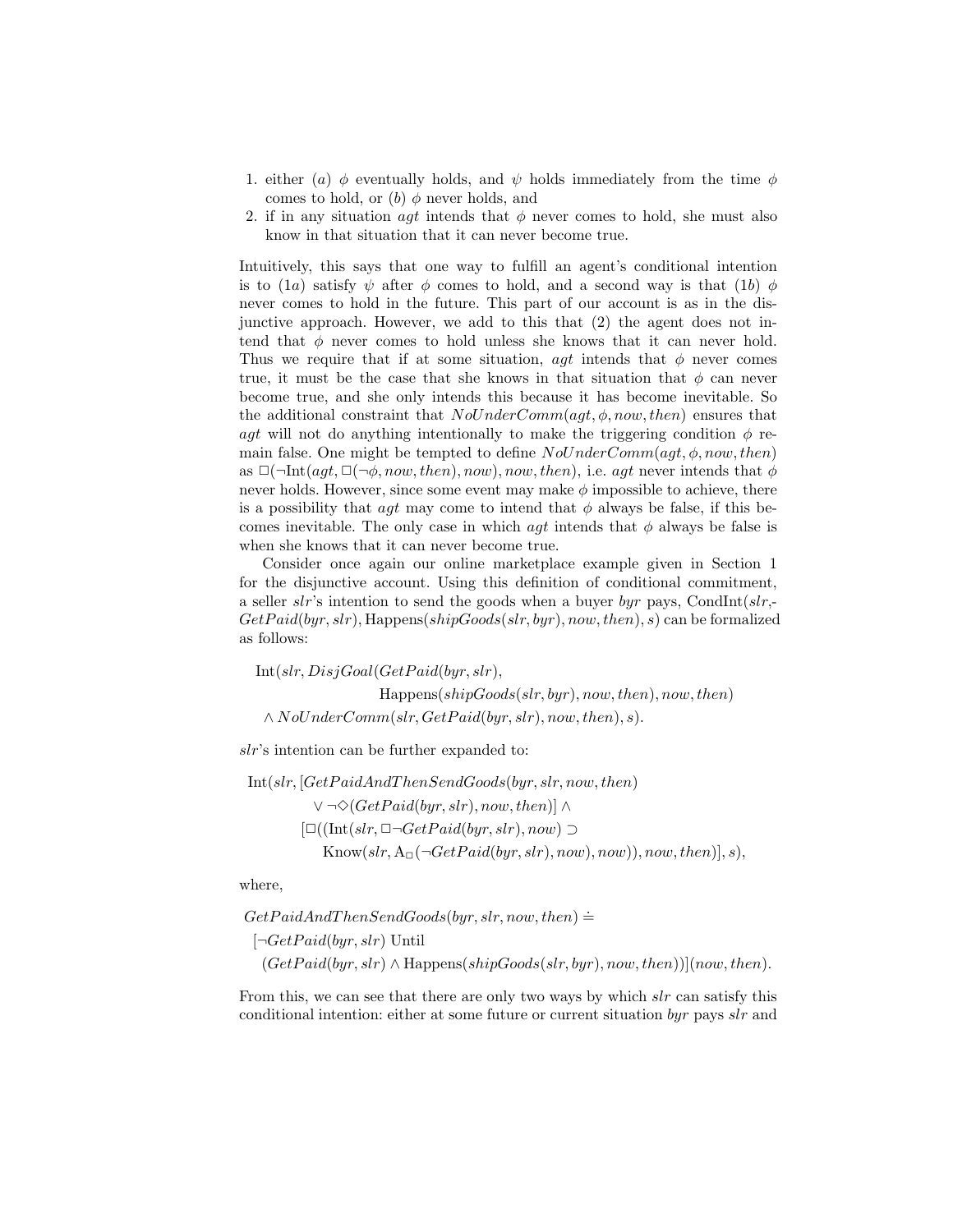1. either ($a$) $\phi$ eventually holds, and $\psi$ holds immediately from the time $\phi$ comes to hold, or ($b$) $\phi$ never holds, and
2. if in any situation $agt$ intends that $\phi$ never comes to hold, she must also know in that situation that it can never become true.

Intuitively, this says that one way to fulfill an agent's conditional intention is to ($1a$) satisfy $\psi$ after $\phi$ comes to hold, and a second way is that ($1b$) $\phi$ never comes to hold in the future. This part of our account is as in the disjunctive approach. However, we add to this that (2) the agent does not intend that $\phi$ never comes to hold unless she knows that it can never hold. Thus we require that if at some situation, $agt$ intends that $\phi$ never comes true, it must be the case that she knows in that situation that $\phi$ can never become true, and she only intends this because it has become inevitable. So the additional constraint that $NoUnderComm(agt, \phi, now, then)$ ensures that $agt$ will not do anything intentionally to make the triggering condition $\phi$ remain false. One might be tempted to define $NoUnderComm(agt, \phi, now, then)$ as $\Box(\neg\mathrm{Int}(agt, \Box(\neg\phi, now, then), now), now, then)$, i.e. $agt$ never intends that $\phi$ never holds. However, since some event may make $\phi$ impossible to achieve, there is a possibility that $agt$ may come to intend that $\phi$ always be false, if this becomes inevitable. The only case in which $agt$ intends that $\phi$ always be false is when she knows that it can never become true.

Consider once again our online marketplace example given in Section 1 for the disjunctive account. Using this definition of conditional commitment, a seller $slr$'s intention to send the goods when a buyer $byr$ pays, $\mathrm{CondInt}(slr, GetPaid(byr, slr), \mathrm{Happens}(shipGoods(slr, byr), now, then), s)$ can be formalized as follows:

$$
\begin{aligned}
&\mathrm{Int}(slr, DisjGoal(GetPaid(byr, slr),\\
&\qquad\qquad \mathrm{Happens}(shipGoods(slr, byr), now, then), now, then)\\
&\quad \wedge NoUnderComm(slr, GetPaid(byr, slr), now, then), s).
\end{aligned}
$$

$slr$'s intention can be further expanded to:

$$
\begin{aligned}
&\mathrm{Int}(slr, [GetPaidAndThenSendGoods(byr, slr, now, then)\\
&\qquad \vee \neg\Diamond(GetPaid(byr, slr), now, then)] \wedge\\
&\qquad [\Box((\mathrm{Int}(slr, \Box\neg GetPaid(byr, slr), now) \supset\\
&\qquad\quad \mathrm{Know}(slr, \mathrm{A}_{\Box}(\neg GetPaid(byr, slr), now), now)), now, then)], s),
\end{aligned}
$$

where,

$$
\begin{aligned}
&GetPaidAndThenSendGoods(byr, slr, now, then) \doteq\\
&\quad [\neg GetPaid(byr, slr) \text{ Until}\\
&\qquad (GetPaid(byr, slr) \wedge \mathrm{Happens}(shipGoods(slr, byr), now, then))](now, then).
\end{aligned}
$$

From this, we can see that there are only two ways by which $slr$ can satisfy this conditional intention: either at some future or current situation $byr$ pays $slr$ and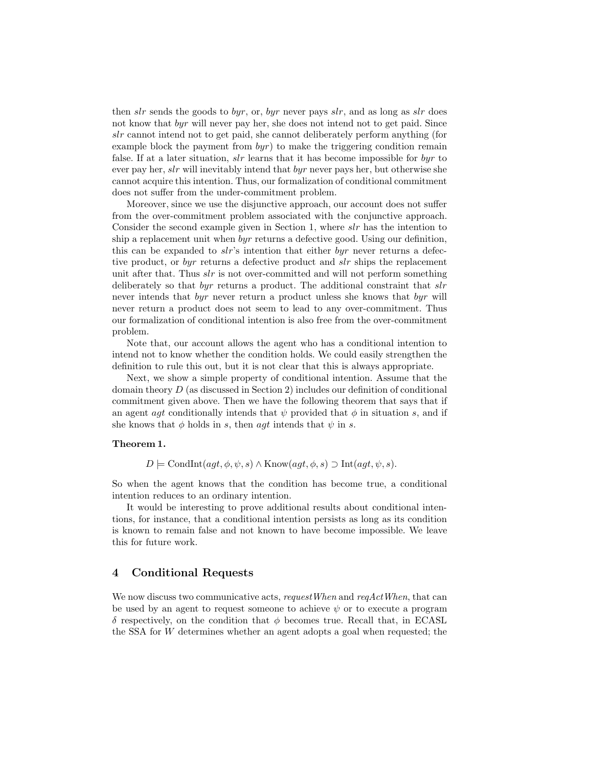then *slr* sends the goods to *byr*, or, *byr* never pays *slr*, and as long as *slr* does not know that *byr* will never pay her, she does not intend not to get paid. Since *slr* cannot intend not to get paid, she cannot deliberately perform anything (for example block the payment from *byr*) to make the triggering condition remain false. If at a later situation, *slr* learns that it has become impossible for *byr* to ever pay her, *slr* will inevitably intend that *byr* never pays her, but otherwise she cannot acquire this intention. Thus, our formalization of conditional commitment does not suffer from the under-commitment problem.

Moreover, since we use the disjunctive approach, our account does not suffer from the over-commitment problem associated with the conjunctive approach. Consider the second example given in Section 1, where *slr* has the intention to ship a replacement unit when *byr* returns a defective good. Using our definition, this can be expanded to *slr*'s intention that either *byr* never returns a defective product, or *byr* returns a defective product and *slr* ships the replacement unit after that. Thus *slr* is not over-committed and will not perform something deliberately so that *byr* returns a product. The additional constraint that *slr* never intends that *byr* never return a product unless she knows that *byr* will never return a product does not seem to lead to any over-commitment. Thus our formalization of conditional intention is also free from the over-commitment problem.

Note that, our account allows the agent who has a conditional intention to intend not to know whether the condition holds. We could easily strengthen the definition to rule this out, but it is not clear that this is always appropriate.

Next, we show a simple property of conditional intention. Assume that the domain theory $D$ (as discussed in Section 2) includes our definition of conditional commitment given above. Then we have the following theorem that says that if an agent $agt$ conditionally intends that $\psi$ provided that $\phi$ in situation $s$, and if she knows that $\phi$ holds in $s$, then $agt$ intends that $\psi$ in $s$.

**Theorem 1.**

$$D \models \mathrm{CondInt}(agt, \phi, \psi, s) \wedge \mathrm{Know}(agt, \phi, s) \supset \mathrm{Int}(agt, \psi, s).$$

So when the agent knows that the condition has become true, a conditional intention reduces to an ordinary intention.

It would be interesting to prove additional results about conditional intentions, for instance, that a conditional intention persists as long as its condition is known to remain false and not known to have become impossible. We leave this for future work.

## 4 Conditional Requests

We now discuss two communicative acts, *requestWhen* and *reqActWhen*, that can be used by an agent to request someone to achieve $\psi$ or to execute a program $\delta$ respectively, on the condition that $\phi$ becomes true. Recall that, in ECASL the SSA for $W$ determines whether an agent adopts a goal when requested; the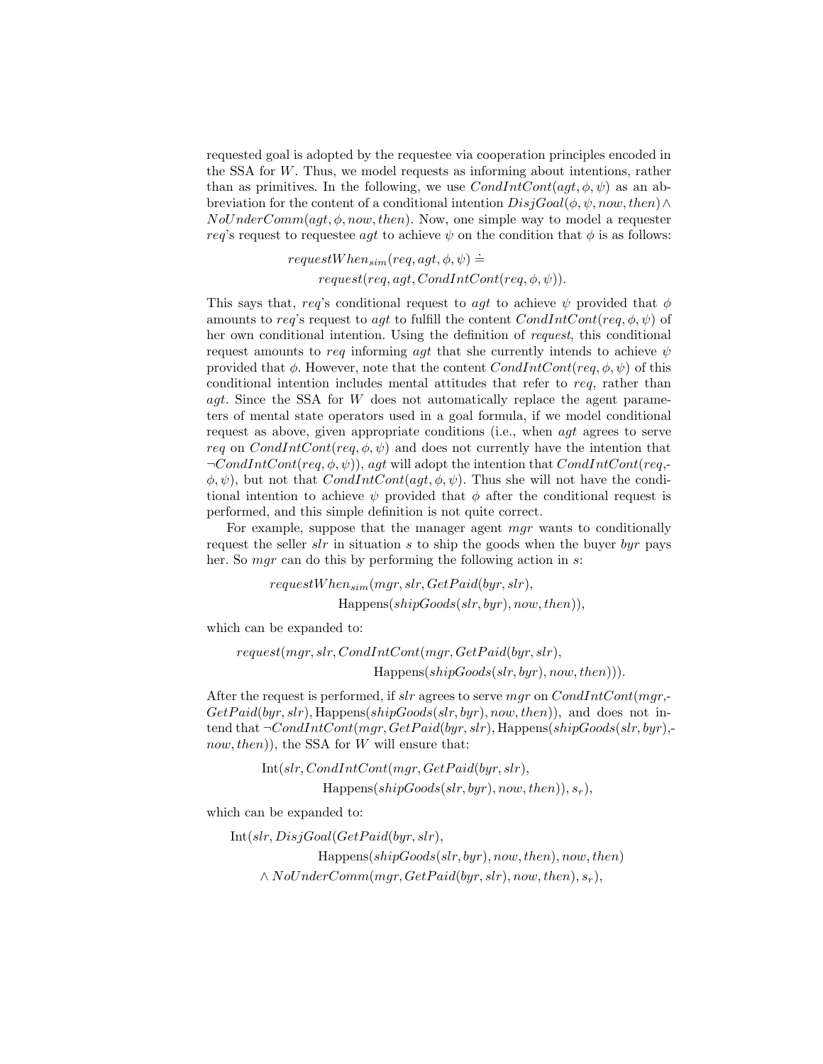requested goal is adopted by the requestee via cooperation principles encoded in the SSA for $W$. Thus, we model requests as informing about intentions, rather than as primitives. In the following, we use $CondIntCont(agt, \phi, \psi)$ as an abbreviation for the content of a conditional intention $DisjGoal(\phi, \psi, now, then) \wedge NoUnderComm(agt, \phi, now, then)$. Now, one simple way to model a requester $req$'s request to requestee $agt$ to achieve $\psi$ on the condition that $\phi$ is as follows:

$$
\begin{aligned}
&requestWhen_{sim}(req, agt, \phi, \psi) \doteq \\
&\quad request(req, agt, CondIntCont(req, \phi, \psi)).
\end{aligned}
$$

This says that, $req$'s conditional request to $agt$ to achieve $\psi$ provided that $\phi$ amounts to $req$'s request to $agt$ to fulfill the content $CondIntCont(req, \phi, \psi)$ of her own conditional intention. Using the definition of $request$, this conditional request amounts to $req$ informing $agt$ that she currently intends to achieve $\psi$ provided that $\phi$. However, note that the content $CondIntCont(req, \phi, \psi)$ of this conditional intention includes mental attitudes that refer to $req$, rather than $agt$. Since the SSA for $W$ does not automatically replace the agent parameters of mental state operators used in a goal formula, if we model conditional request as above, given appropriate conditions (i.e., when $agt$ agrees to serve $req$ on $CondIntCont(req, \phi, \psi)$ and does not currently have the intention that $\neg CondIntCont(req, \phi, \psi)$), $agt$ will adopt the intention that $CondIntCont(req, \phi, \psi)$, but not that $CondIntCont(agt, \phi, \psi)$. Thus she will not have the conditional intention to achieve $\psi$ provided that $\phi$ after the conditional request is performed, and this simple definition is not quite correct.

For example, suppose that the manager agent $mgr$ wants to conditionally request the seller $slr$ in situation $s$ to ship the goods when the buyer $byr$ pays her. So $mgr$ can do this by performing the following action in $s$:

$$
\begin{aligned}
&requestWhen_{sim}(mgr, slr, GetPaid(byr, slr), \\
&\qquad \text{Happens}(shipGoods(slr, byr), now, then)),
\end{aligned}
$$

which can be expanded to:

$$
\begin{aligned}
&request(mgr, slr, CondIntCont(mgr, GetPaid(byr, slr), \\
&\qquad\qquad \text{Happens}(shipGoods(slr, byr), now, then))).
\end{aligned}
$$

After the request is performed, if $slr$ agrees to serve $mgr$ on $CondIntCont(mgr, GetPaid(byr, slr), \text{Happens}(shipGoods(slr, byr), now, then))$, and does not intend that $\neg CondIntCont(mgr, GetPaid(byr, slr), \text{Happens}(shipGoods(slr, byr), now, then))$, the SSA for $W$ will ensure that:

$$
\begin{aligned}
&\text{Int}(slr, CondIntCont(mgr, GetPaid(byr, slr), \\
&\qquad \text{Happens}(shipGoods(slr, byr), now, then)), s_r),
\end{aligned}
$$

which can be expanded to:

$$
\begin{aligned}
&\text{Int}(slr, DisjGoal(GetPaid(byr, slr), \\
&\qquad\qquad \text{Happens}(shipGoods(slr, byr), now, then), now, then) \\
&\qquad \wedge NoUnderComm(mgr, GetPaid(byr, slr), now, then), s_r),
\end{aligned}
$$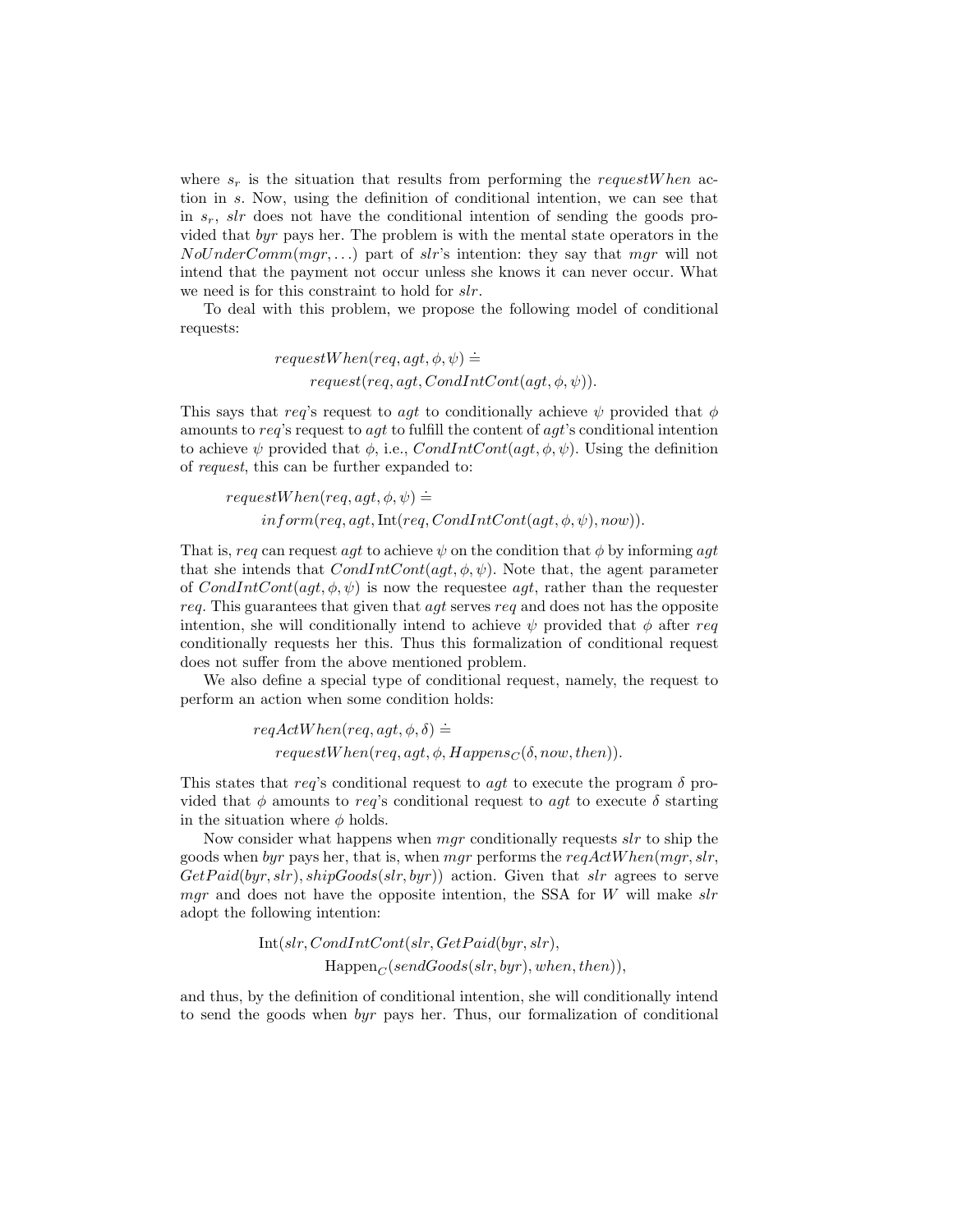where $s_r$ is the situation that results from performing the $requestWhen$ action in $s$. Now, using the definition of conditional intention, we can see that in $s_r$, $slr$ does not have the conditional intention of sending the goods provided that $byr$ pays her. The problem is with the mental state operators in the $NoUnderComm(mgr, \ldots)$ part of $slr$'s intention: they say that $mgr$ will not intend that the payment not occur unless she knows it can never occur. What we need is for this constraint to hold for $slr$.

To deal with this problem, we propose the following model of conditional requests:

$$requestWhen(req, agt, \phi, \psi) \doteq \\ request(req, agt, CondIntCont(agt, \phi, \psi)).$$

This says that $req$'s request to $agt$ to conditionally achieve $\psi$ provided that $\phi$ amounts to $req$'s request to $agt$ to fulfill the content of $agt$'s conditional intention to achieve $\psi$ provided that $\phi$, i.e., $CondIntCont(agt, \phi, \psi)$. Using the definition of $request$, this can be further expanded to:

$$requestWhen(req, agt, \phi, \psi) \doteq \\ inform(req, agt, \mathrm{Int}(req, CondIntCont(agt, \phi, \psi), now)).$$

That is, $req$ can request $agt$ to achieve $\psi$ on the condition that $\phi$ by informing $agt$ that she intends that $CondIntCont(agt, \phi, \psi)$. Note that, the agent parameter of $CondIntCont(agt, \phi, \psi)$ is now the requestee $agt$, rather than the requester $req$. This guarantees that given that $agt$ serves $req$ and does not has the opposite intention, she will conditionally intend to achieve $\psi$ provided that $\phi$ after $req$ conditionally requests her this. Thus this formalization of conditional request does not suffer from the above mentioned problem.

We also define a special type of conditional request, namely, the request to perform an action when some condition holds:

$$reqActWhen(req, agt, \phi, \delta) \doteq \\ requestWhen(req, agt, \phi, Happens_C(\delta, now, then)).$$

This states that $req$'s conditional request to $agt$ to execute the program $\delta$ provided that $\phi$ amounts to $req$'s conditional request to $agt$ to execute $\delta$ starting in the situation where $\phi$ holds.

Now consider what happens when $mgr$ conditionally requests $slr$ to ship the goods when $byr$ pays her, that is, when $mgr$ performs the $reqActWhen(mgr, slr, GetPaid(byr, slr), shipGoods(slr, byr))$ action. Given that $slr$ agrees to serve $mgr$ and does not have the opposite intention, the SSA for $W$ will make $slr$ adopt the following intention:

$$\mathrm{Int}(slr, CondIntCont(slr, GetPaid(byr, slr), \\ \mathrm{Happen}_C(sendGoods(slr, byr), when, then)),$$

and thus, by the definition of conditional intention, she will conditionally intend to send the goods when $byr$ pays her. Thus, our formalization of conditional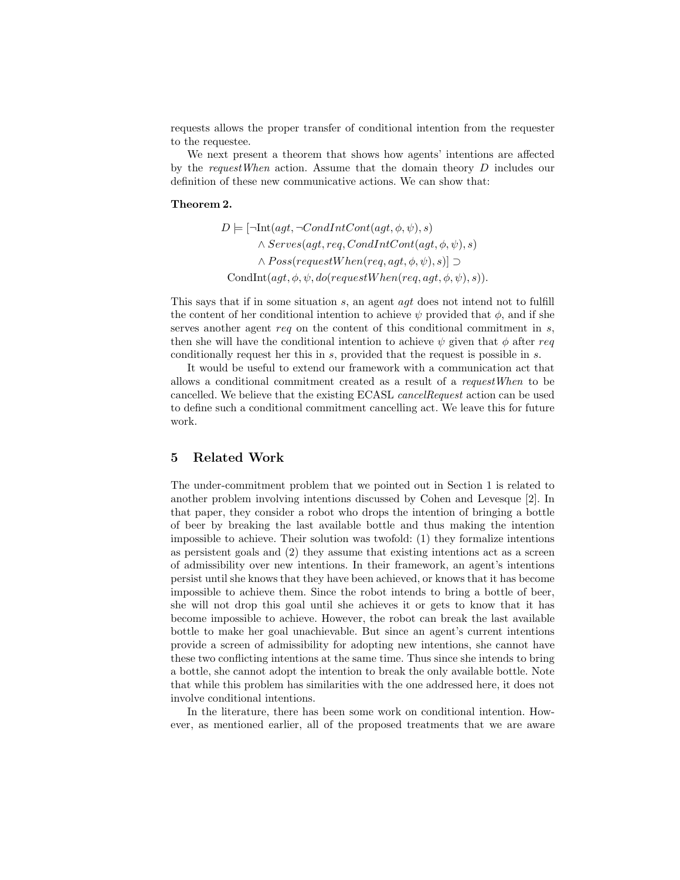requests allows the proper transfer of conditional intention from the requester to the requestee.

We next present a theorem that shows how agents' intentions are affected by the *requestWhen* action. Assume that the domain theory $D$ includes our definition of these new communicative actions. We can show that:

**Theorem 2.**

$$
\begin{aligned}
D \models [&\neg \mathrm{Int}(agt, \neg CondIntCont(agt, \phi, \psi), s) \\
&\wedge Serves(agt, req, CondIntCont(agt, \phi, \psi), s) \\
&\wedge Poss(requestWhen(req, agt, \phi, \psi), s)] \supset \\
&\mathrm{CondInt}(agt, \phi, \psi, do(requestWhen(req, agt, \phi, \psi), s)).
\end{aligned}
$$

This says that if in some situation $s$, an agent $agt$ does not intend not to fulfill the content of her conditional intention to achieve $\psi$ provided that $\phi$, and if she serves another agent $req$ on the content of this conditional commitment in $s$, then she will have the conditional intention to achieve $\psi$ given that $\phi$ after $req$ conditionally request her this in $s$, provided that the request is possible in $s$.

It would be useful to extend our framework with a communication act that allows a conditional commitment created as a result of a *requestWhen* to be cancelled. We believe that the existing ECASL *cancelRequest* action can be used to define such a conditional commitment cancelling act. We leave this for future work.

## 5 Related Work

The under-commitment problem that we pointed out in Section 1 is related to another problem involving intentions discussed by Cohen and Levesque [2]. In that paper, they consider a robot who drops the intention of bringing a bottle of beer by breaking the last available bottle and thus making the intention impossible to achieve. Their solution was twofold: (1) they formalize intentions as persistent goals and (2) they assume that existing intentions act as a screen of admissibility over new intentions. In their framework, an agent's intentions persist until she knows that they have been achieved, or knows that it has become impossible to achieve them. Since the robot intends to bring a bottle of beer, she will not drop this goal until she achieves it or gets to know that it has become impossible to achieve. However, the robot can break the last available bottle to make her goal unachievable. But since an agent's current intentions provide a screen of admissibility for adopting new intentions, she cannot have these two conflicting intentions at the same time. Thus since she intends to bring a bottle, she cannot adopt the intention to break the only available bottle. Note that while this problem has similarities with the one addressed here, it does not involve conditional intentions.

In the literature, there has been some work on conditional intention. However, as mentioned earlier, all of the proposed treatments that we are aware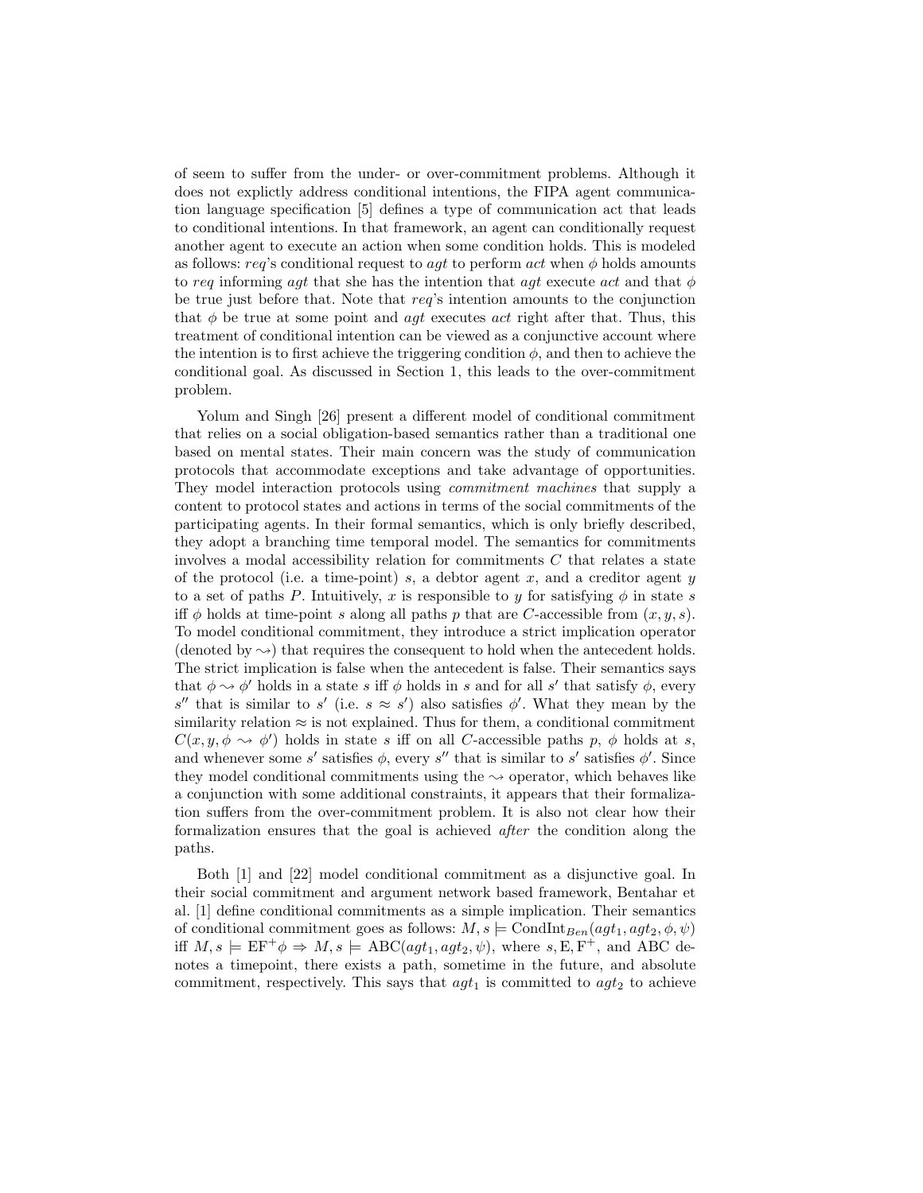of seem to suffer from the under- or over-commitment problems. Although it does not explictly address conditional intentions, the FIPA agent communication language specification [5] defines a type of communication act that leads to conditional intentions. In that framework, an agent can conditionally request another agent to execute an action when some condition holds. This is modeled as follows: *req*'s conditional request to *agt* to perform *act* when $\phi$ holds amounts to *req* informing *agt* that she has the intention that *agt* execute *act* and that $\phi$ be true just before that. Note that *req*'s intention amounts to the conjunction that $\phi$ be true at some point and *agt* executes *act* right after that. Thus, this treatment of conditional intention can be viewed as a conjunctive account where the intention is to first achieve the triggering condition $\phi$, and then to achieve the conditional goal. As discussed in Section 1, this leads to the over-commitment problem.

Yolum and Singh [26] present a different model of conditional commitment that relies on a social obligation-based semantics rather than a traditional one based on mental states. Their main concern was the study of communication protocols that accommodate exceptions and take advantage of opportunities. They model interaction protocols using *commitment machines* that supply a content to protocol states and actions in terms of the social commitments of the participating agents. In their formal semantics, which is only briefly described, they adopt a branching time temporal model. The semantics for commitments involves a modal accessibility relation for commitments $C$ that relates a state of the protocol (i.e. a time-point) $s$, a debtor agent $x$, and a creditor agent $y$ to a set of paths $P$. Intuitively, $x$ is responsible to $y$ for satisfying $\phi$ in state $s$ iff $\phi$ holds at time-point $s$ along all paths $p$ that are $C$-accessible from $(x, y, s)$. To model conditional commitment, they introduce a strict implication operator (denoted by $\rightsquigarrow$) that requires the consequent to hold when the antecedent holds. The strict implication is false when the antecedent is false. Their semantics says that $\phi \rightsquigarrow \phi'$ holds in a state $s$ iff $\phi$ holds in $s$ and for all $s'$ that satisfy $\phi$, every $s''$ that is similar to $s'$ (i.e. $s \approx s'$) also satisfies $\phi'$. What they mean by the similarity relation $\approx$ is not explained. Thus for them, a conditional commitment $C(x, y, \phi \rightsquigarrow \phi')$ holds in state $s$ iff on all $C$-accessible paths $p$, $\phi$ holds at $s$, and whenever some $s'$ satisfies $\phi$, every $s''$ that is similar to $s'$ satisfies $\phi'$. Since they model conditional commitments using the $\rightsquigarrow$ operator, which behaves like a conjunction with some additional constraints, it appears that their formalization suffers from the over-commitment problem. It is also not clear how their formalization ensures that the goal is achieved *after* the condition along the paths.

Both [1] and [22] model conditional commitment as a disjunctive goal. In their social commitment and argument network based framework, Bentahar et al. [1] define conditional commitments as a simple implication. Their semantics of conditional commitment goes as follows: $M, s \models \mathrm{CondInt}_{Ben}(agt_1, agt_2, \phi, \psi)$ iff $M, s \models \mathrm{EF}^{+}\phi \Rightarrow M, s \models \mathrm{ABC}(agt_1, agt_2, \psi)$, where $s, \mathrm{E}, \mathrm{F}^{+}$, and ABC denotes a timepoint, there exists a path, sometime in the future, and absolute commitment, respectively. This says that $agt_1$ is committed to $agt_2$ to achieve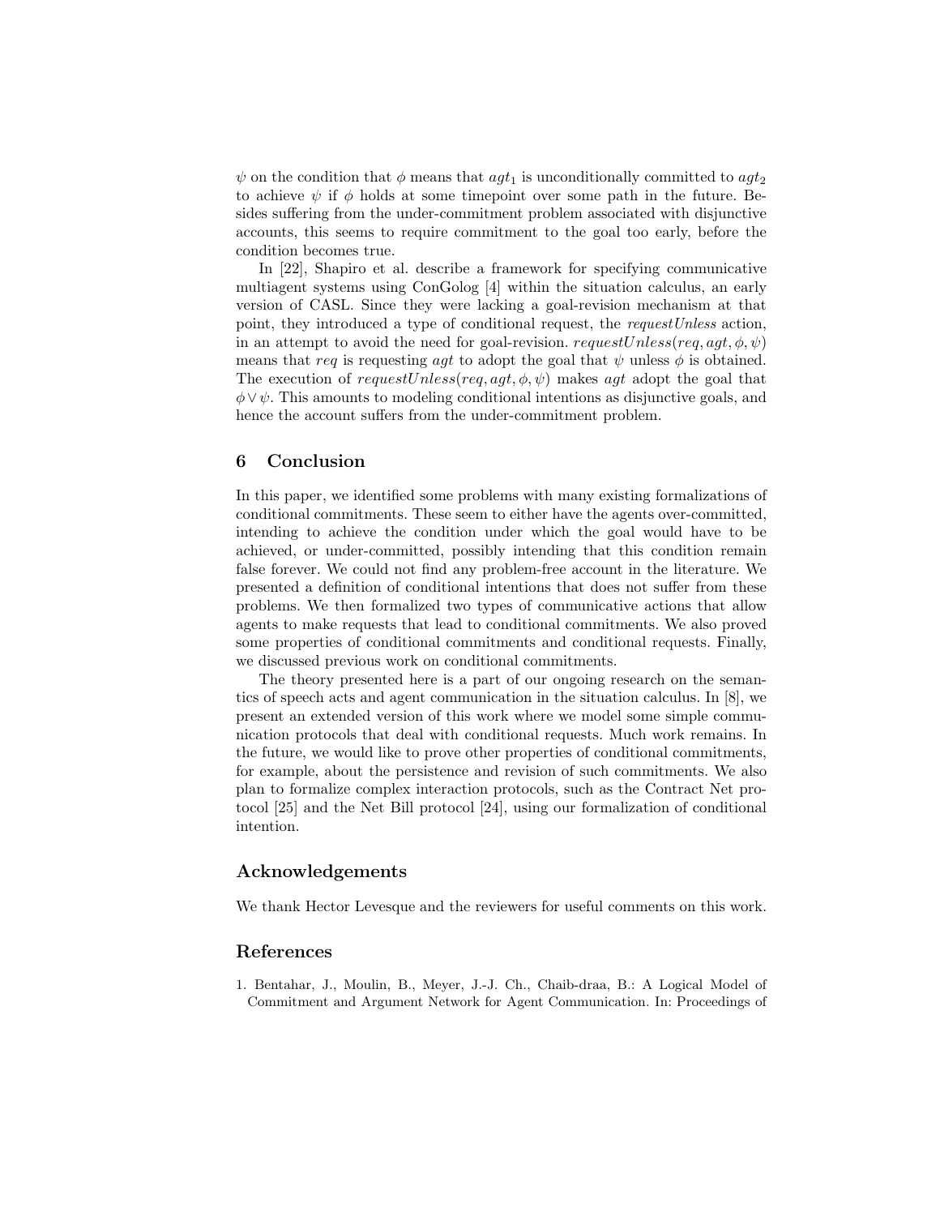$\psi$ on the condition that $\phi$ means that $agt_1$ is unconditionally committed to $agt_2$ to achieve $\psi$ if $\phi$ holds at some timepoint over some path in the future. Besides suffering from the under-commitment problem associated with disjunctive accounts, this seems to require commitment to the goal too early, before the condition becomes true.

In [22], Shapiro et al. describe a framework for specifying communicative multiagent systems using ConGolog [4] within the situation calculus, an early version of CASL. Since they were lacking a goal-revision mechanism at that point, they introduced a type of conditional request, the *requestUnless* action, in an attempt to avoid the need for goal-revision. $requestUnless(req, agt, \phi, \psi)$ means that $req$ is requesting $agt$ to adopt the goal that $\psi$ unless $\phi$ is obtained. The execution of $requestUnless(req, agt, \phi, \psi)$ makes $agt$ adopt the goal that $\phi \vee \psi$. This amounts to modeling conditional intentions as disjunctive goals, and hence the account suffers from the under-commitment problem.

## 6 Conclusion

In this paper, we identified some problems with many existing formalizations of conditional commitments. These seem to either have the agents over-committed, intending to achieve the condition under which the goal would have to be achieved, or under-committed, possibly intending that this condition remain false forever. We could not find any problem-free account in the literature. We presented a definition of conditional intentions that does not suffer from these problems. We then formalized two types of communicative actions that allow agents to make requests that lead to conditional commitments. We also proved some properties of conditional commitments and conditional requests. Finally, we discussed previous work on conditional commitments.

The theory presented here is a part of our ongoing research on the semantics of speech acts and agent communication in the situation calculus. In [8], we present an extended version of this work where we model some simple communication protocols that deal with conditional requests. Much work remains. In the future, we would like to prove other properties of conditional commitments, for example, about the persistence and revision of such commitments. We also plan to formalize complex interaction protocols, such as the Contract Net protocol [25] and the Net Bill protocol [24], using our formalization of conditional intention.

## Acknowledgements

We thank Hector Levesque and the reviewers for useful comments on this work.

## References

1. Bentahar, J., Moulin, B., Meyer, J.-J. Ch., Chaib-draa, B.: A Logical Model of Commitment and Argument Network for Agent Communication. In: Proceedings of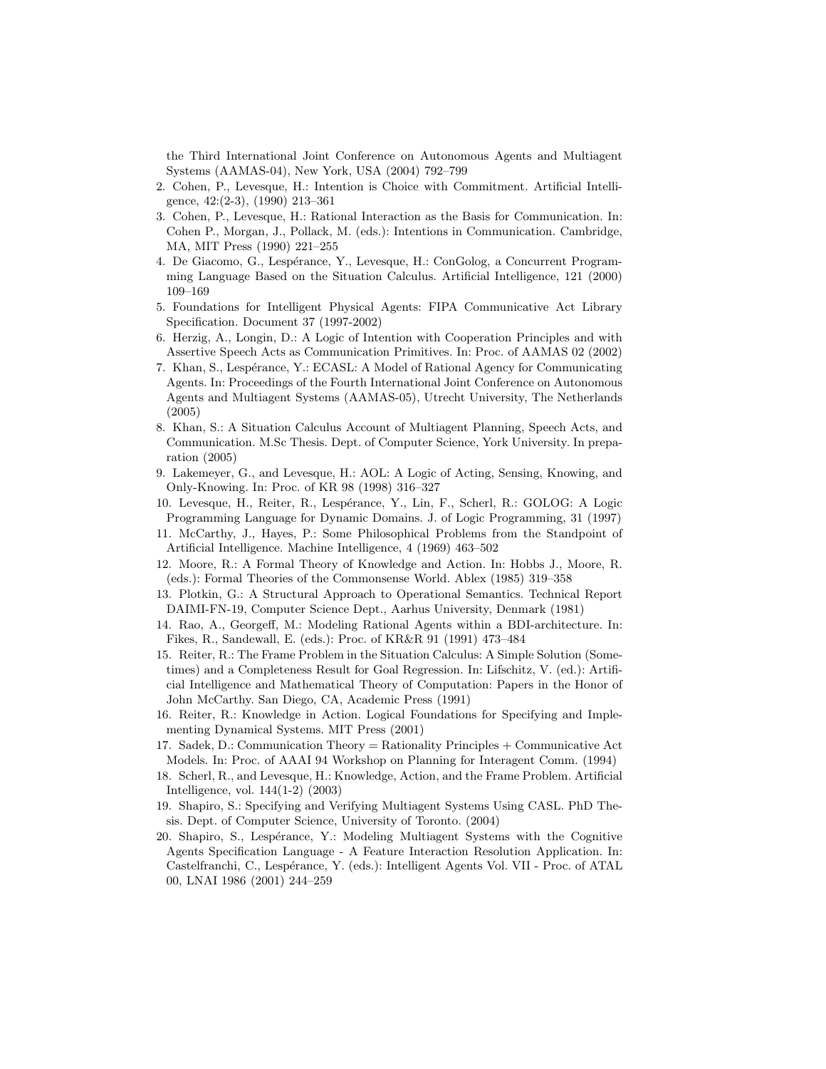the Third International Joint Conference on Autonomous Agents and Multiagent Systems (AAMAS-04), New York, USA (2004) 792–799

2. Cohen, P., Levesque, H.: Intention is Choice with Commitment. Artificial Intelligence, 42:(2-3), (1990) 213–361
3. Cohen, P., Levesque, H.: Rational Interaction as the Basis for Communication. In: Cohen P., Morgan, J., Pollack, M. (eds.): Intentions in Communication. Cambridge, MA, MIT Press (1990) 221–255
4. De Giacomo, G., Lespérance, Y., Levesque, H.: ConGolog, a Concurrent Programming Language Based on the Situation Calculus. Artificial Intelligence, 121 (2000) 109–169
5. Foundations for Intelligent Physical Agents: FIPA Communicative Act Library Specification. Document 37 (1997-2002)
6. Herzig, A., Longin, D.: A Logic of Intention with Cooperation Principles and with Assertive Speech Acts as Communication Primitives. In: Proc. of AAMAS 02 (2002)
7. Khan, S., Lespérance, Y.: ECASL: A Model of Rational Agency for Communicating Agents. In: Proceedings of the Fourth International Joint Conference on Autonomous Agents and Multiagent Systems (AAMAS-05), Utrecht University, The Netherlands (2005)
8. Khan, S.: A Situation Calculus Account of Multiagent Planning, Speech Acts, and Communication. M.Sc Thesis. Dept. of Computer Science, York University. In preparation (2005)
9. Lakemeyer, G., and Levesque, H.: AOL: A Logic of Acting, Sensing, Knowing, and Only-Knowing. In: Proc. of KR 98 (1998) 316–327
10. Levesque, H., Reiter, R., Lespérance, Y., Lin, F., Scherl, R.: GOLOG: A Logic Programming Language for Dynamic Domains. J. of Logic Programming, 31 (1997)
11. McCarthy, J., Hayes, P.: Some Philosophical Problems from the Standpoint of Artificial Intelligence. Machine Intelligence, 4 (1969) 463–502
12. Moore, R.: A Formal Theory of Knowledge and Action. In: Hobbs J., Moore, R. (eds.): Formal Theories of the Commonsense World. Ablex (1985) 319–358
13. Plotkin, G.: A Structural Approach to Operational Semantics. Technical Report DAIMI-FN-19, Computer Science Dept., Aarhus University, Denmark (1981)
14. Rao, A., Georgeff, M.: Modeling Rational Agents within a BDI-architecture. In: Fikes, R., Sandewall, E. (eds.): Proc. of KR&R 91 (1991) 473–484
15. Reiter, R.: The Frame Problem in the Situation Calculus: A Simple Solution (Sometimes) and a Completeness Result for Goal Regression. In: Lifschitz, V. (ed.): Artificial Intelligence and Mathematical Theory of Computation: Papers in the Honor of John McCarthy. San Diego, CA, Academic Press (1991)
16. Reiter, R.: Knowledge in Action. Logical Foundations for Specifying and Implementing Dynamical Systems. MIT Press (2001)
17. Sadek, D.: Communication Theory = Rationality Principles + Communicative Act Models. In: Proc. of AAAI 94 Workshop on Planning for Interagent Comm. (1994)
18. Scherl, R., and Levesque, H.: Knowledge, Action, and the Frame Problem. Artificial Intelligence, vol. 144(1-2) (2003)
19. Shapiro, S.: Specifying and Verifying Multiagent Systems Using CASL. PhD Thesis. Dept. of Computer Science, University of Toronto. (2004)
20. Shapiro, S., Lespérance, Y.: Modeling Multiagent Systems with the Cognitive Agents Specification Language - A Feature Interaction Resolution Application. In: Castelfranchi, C., Lespérance, Y. (eds.): Intelligent Agents Vol. VII - Proc. of ATAL 00, LNAI 1986 (2001) 244–259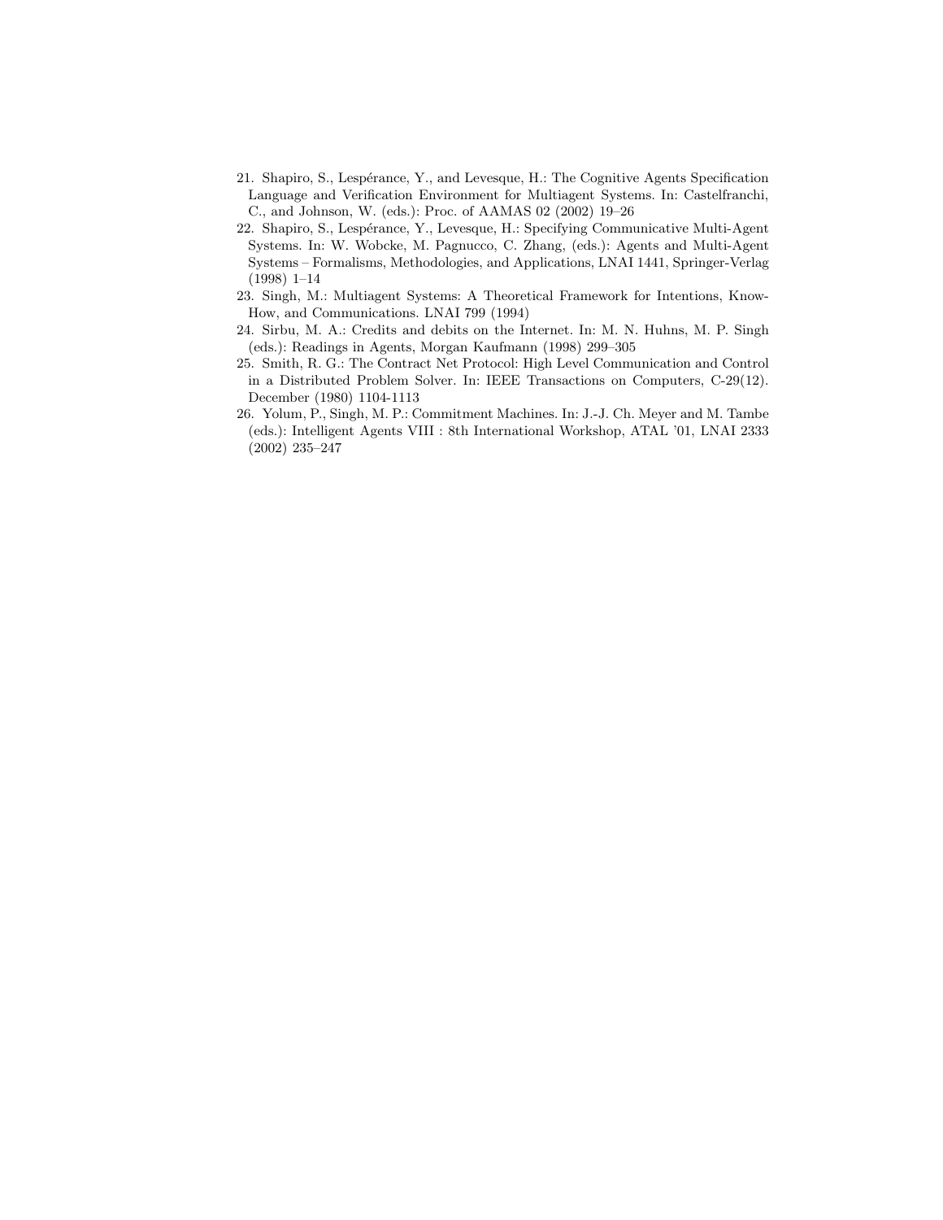21. Shapiro, S., Lespérance, Y., and Levesque, H.: The Cognitive Agents Specification Language and Verification Environment for Multiagent Systems. In: Castelfranchi, C., and Johnson, W. (eds.): Proc. of AAMAS 02 (2002) 19–26
22. Shapiro, S., Lespérance, Y., Levesque, H.: Specifying Communicative Multi-Agent Systems. In: W. Wobcke, M. Pagnucco, C. Zhang, (eds.): Agents and Multi-Agent Systems – Formalisms, Methodologies, and Applications, LNAI 1441, Springer-Verlag (1998) 1–14
23. Singh, M.: Multiagent Systems: A Theoretical Framework for Intentions, Know-How, and Communications. LNAI 799 (1994)
24. Sirbu, M. A.: Credits and debits on the Internet. In: M. N. Huhns, M. P. Singh (eds.): Readings in Agents, Morgan Kaufmann (1998) 299–305
25. Smith, R. G.: The Contract Net Protocol: High Level Communication and Control in a Distributed Problem Solver. In: IEEE Transactions on Computers, C-29(12). December (1980) 1104-1113
26. Yolum, P., Singh, M. P.: Commitment Machines. In: J.-J. Ch. Meyer and M. Tambe (eds.): Intelligent Agents VIII : 8th International Workshop, ATAL '01, LNAI 2333 (2002) 235–247